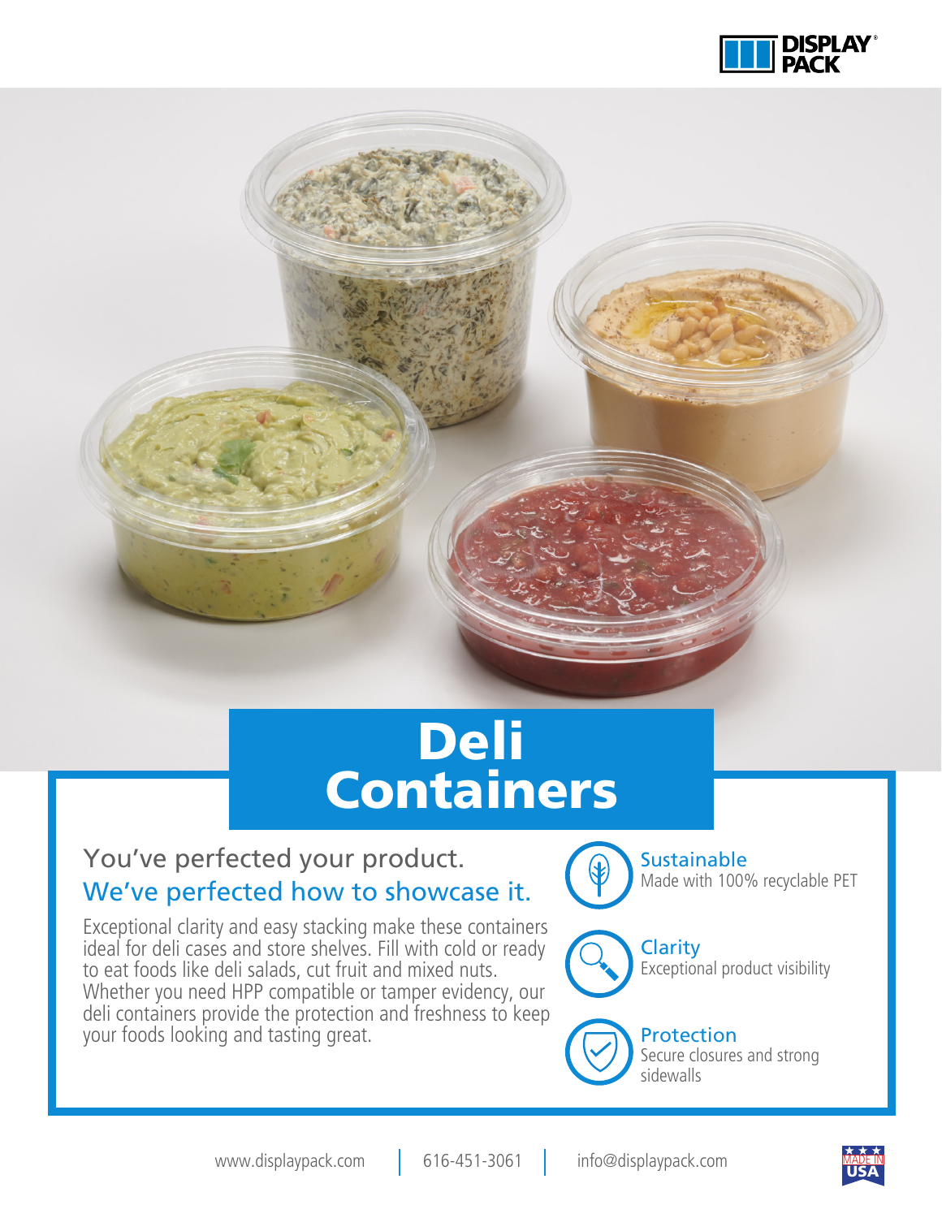# Deli Containers

## You've perfected your product.
## We've perfected how to showcase it.

Exceptional clarity and easy stacking make these containers ideal for deli cases and store shelves. Fill with cold or ready to eat foods like deli salads, cut fruit and mixed nuts. Whether you need HPP compatible or tamper evidency, our deli containers provide the protection and freshness to keep your foods looking and tasting great.

**Sustainable**
Made with 100% recyclable PET

**Clarity**
Exceptional product visibility

**Protection**
Secure closures and strong sidewalls

www.displaypack.com | 616-451-3061 | info@displaypack.com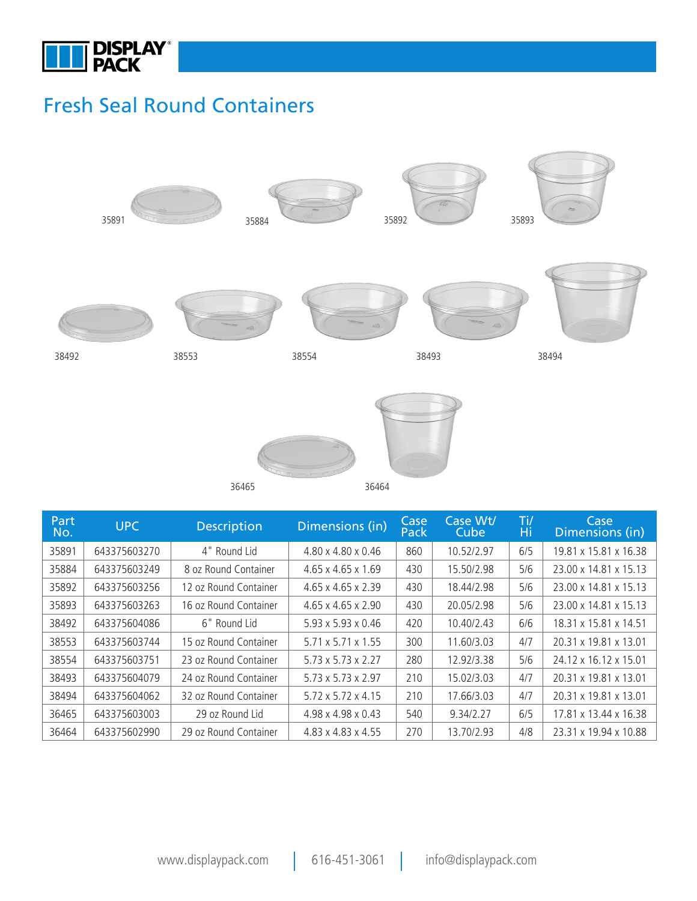# Fresh Seal Round Containers

35891 35884 35892 35893

38492 38553 38554 38493 38494

36465 36464

| Part No. | UPC | Description | Dimensions (in) | Case Pack | Case Wt/ Cube | Ti/ Hi | Case Dimensions (in) |
|---|---|---|---|---|---|---|---|
| 35891 | 643375603270 | 4" Round Lid | 4.80 x 4.80 x 0.46 | 860 | 10.52/2.97 | 6/5 | 19.81 x 15.81 x 16.38 |
| 35884 | 643375603249 | 8 oz Round Container | 4.65 x 4.65 x 1.69 | 430 | 15.50/2.98 | 5/6 | 23.00 x 14.81 x 15.13 |
| 35892 | 643375603256 | 12 oz Round Container | 4.65 x 4.65 x 2.39 | 430 | 18.44/2.98 | 5/6 | 23.00 x 14.81 x 15.13 |
| 35893 | 643375603263 | 16 oz Round Container | 4.65 x 4.65 x 2.90 | 430 | 20.05/2.98 | 5/6 | 23.00 x 14.81 x 15.13 |
| 38492 | 643375604086 | 6" Round Lid | 5.93 x 5.93 x 0.46 | 420 | 10.40/2.43 | 6/6 | 18.31 x 15.81 x 14.51 |
| 38553 | 643375603744 | 15 oz Round Container | 5.71 x 5.71 x 1.55 | 300 | 11.60/3.03 | 4/7 | 20.31 x 19.81 x 13.01 |
| 38554 | 643375603751 | 23 oz Round Container | 5.73 x 5.73 x 2.27 | 280 | 12.92/3.38 | 5/6 | 24.12 x 16.12 x 15.01 |
| 38493 | 643375604079 | 24 oz Round Container | 5.73 x 5.73 x 2.97 | 210 | 15.02/3.03 | 4/7 | 20.31 x 19.81 x 13.01 |
| 38494 | 643375604062 | 32 oz Round Container | 5.72 x 5.72 x 4.15 | 210 | 17.66/3.03 | 4/7 | 20.31 x 19.81 x 13.01 |
| 36465 | 643375603003 | 29 oz Round Lid | 4.98 x 4.98 x 0.43 | 540 | 9.34/2.27 | 6/5 | 17.81 x 13.44 x 16.38 |
| 36464 | 643375602990 | 29 oz Round Container | 4.83 x 4.83 x 4.55 | 270 | 13.70/2.93 | 4/8 | 23.31 x 19.94 x 10.88 |

www.displaypack.com | 616-451-3061 | info@displaypack.com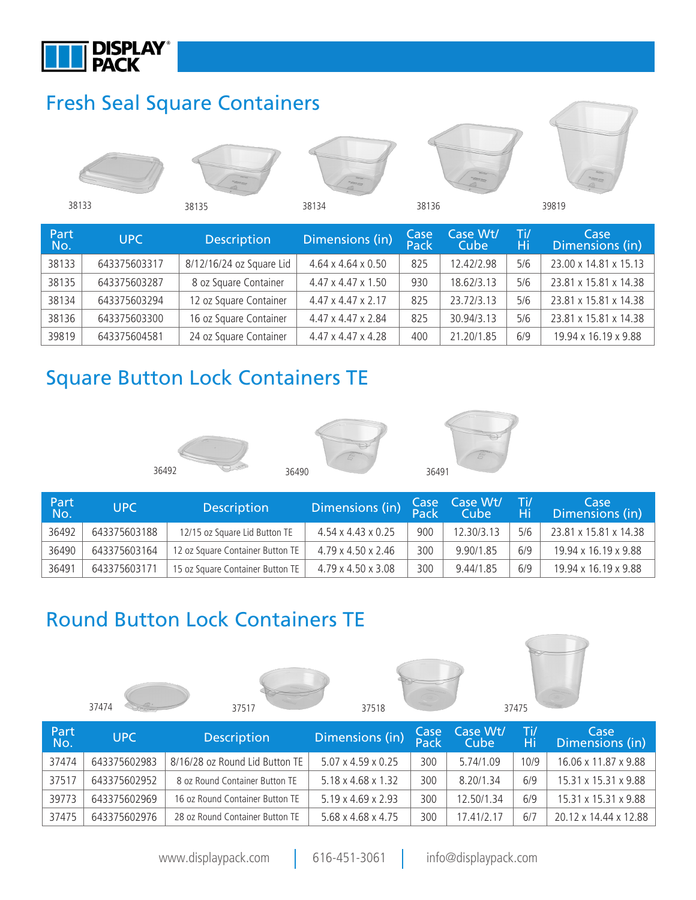# DISPLAY PACK

## Fresh Seal Square Containers

38133 38135 38134 38136 39819

| Part No. | UPC | Description | Dimensions (in) | Case Pack | Case Wt/ Cube | Ti/ Hi | Case Dimensions (in) |
|---|---|---|---|---|---|---|---|
| 38133 | 643375603317 | 8/12/16/24 oz Square Lid | 4.64 x 4.64 x 0.50 | 825 | 12.42/2.98 | 5/6 | 23.00 x 14.81 x 15.13 |
| 38135 | 643375603287 | 8 oz Square Container | 4.47 x 4.47 x 1.50 | 930 | 18.62/3.13 | 5/6 | 23.81 x 15.81 x 14.38 |
| 38134 | 643375603294 | 12 oz Square Container | 4.47 x 4.47 x 2.17 | 825 | 23.72/3.13 | 5/6 | 23.81 x 15.81 x 14.38 |
| 38136 | 643375603300 | 16 oz Square Container | 4.47 x 4.47 x 2.84 | 825 | 30.94/3.13 | 5/6 | 23.81 x 15.81 x 14.38 |
| 39819 | 643375604581 | 24 oz Square Container | 4.47 x 4.47 x 4.28 | 400 | 21.20/1.85 | 6/9 | 19.94 x 16.19 x 9.88 |

## Square Button Lock Containers TE

36492 36490 36491

| Part No. | UPC | Description | Dimensions (in) | Case Pack | Case Wt/ Cube | Ti/ Hi | Case Dimensions (in) |
|---|---|---|---|---|---|---|---|
| 36492 | 643375603188 | 12/15 oz Square Lid Button TE | 4.54 x 4.43 x 0.25 | 900 | 12.30/3.13 | 5/6 | 23.81 x 15.81 x 14.38 |
| 36490 | 643375603164 | 12 oz Square Container Button TE | 4.79 x 4.50 x 2.46 | 300 | 9.90/1.85 | 6/9 | 19.94 x 16.19 x 9.88 |
| 36491 | 643375603171 | 15 oz Square Container Button TE | 4.79 x 4.50 x 3.08 | 300 | 9.44/1.85 | 6/9 | 19.94 x 16.19 x 9.88 |

## Round Button Lock Containers TE

37474 37517 37518 37475

| Part No. | UPC | Description | Dimensions (in) | Case Pack | Case Wt/ Cube | Ti/ Hi | Case Dimensions (in) |
|---|---|---|---|---|---|---|---|
| 37474 | 643375602983 | 8/16/28 oz Round Lid Button TE | 5.07 x 4.59 x 0.25 | 300 | 5.74/1.09 | 10/9 | 16.06 x 11.87 x 9.88 |
| 37517 | 643375602952 | 8 oz Round Container Button TE | 5.18 x 4.68 x 1.32 | 300 | 8.20/1.34 | 6/9 | 15.31 x 15.31 x 9.88 |
| 39773 | 643375602969 | 16 oz Round Container Button TE | 5.19 x 4.69 x 2.93 | 300 | 12.50/1.34 | 6/9 | 15.31 x 15.31 x 9.88 |
| 37475 | 643375602976 | 28 oz Round Container Button TE | 5.68 x 4.68 x 4.75 | 300 | 17.41/2.17 | 6/7 | 20.12 x 14.44 x 12.88 |

www.displaypack.com | 616-451-3061 | info@displaypack.com